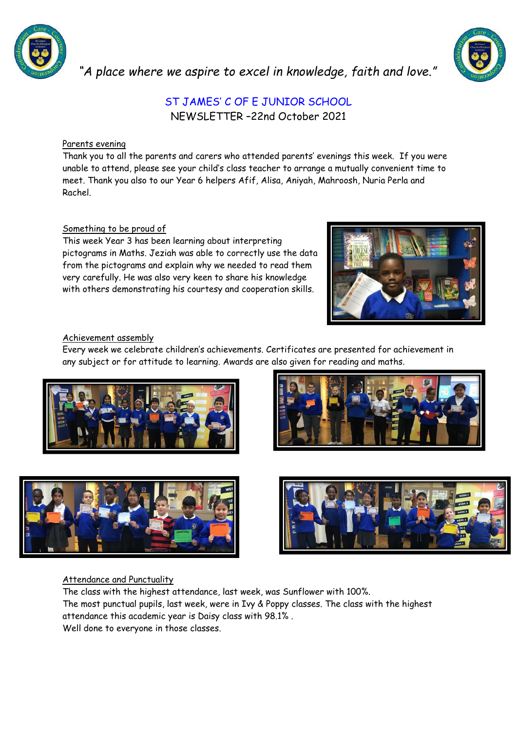*"A place where we aspire to excel in knowledge, faith and love."*

# ST JAMES' C OF E JUNIOR SCHOOL

NEWSLETTER –22nd October 2021

## Parents evening

Thank you to all the parents and carers who attended parents' evenings this week. If you were unable to attend, please see your child's class teacher to arrange a mutually convenient time to meet. Thank you also to our Year 6 helpers Afif, Alisa, Aniyah, Mahroosh, Nuria Perla and Rachel.

## Something to be proud of

This week Year 3 has been learning about interpreting pictograms in Maths. Jeziah was able to correctly use the data from the pictograms and explain why we needed to read them very carefully. He was also very keen to share his knowledge with others demonstrating his courtesy and cooperation skills.

## Achievement assembly

Every week we celebrate children's achievements. Certificates are presented for achievement in any subject or for attitude to learning. Awards are also given for reading and maths.

## Attendance and Punctuality

The class with the highest attendance, last week, was Sunflower with 100%.

The most punctual pupils, last week, were in Ivy & Poppy classes. The class with the highest attendance this academic year is Daisy class with 98.1% .

Well done to everyone in those classes.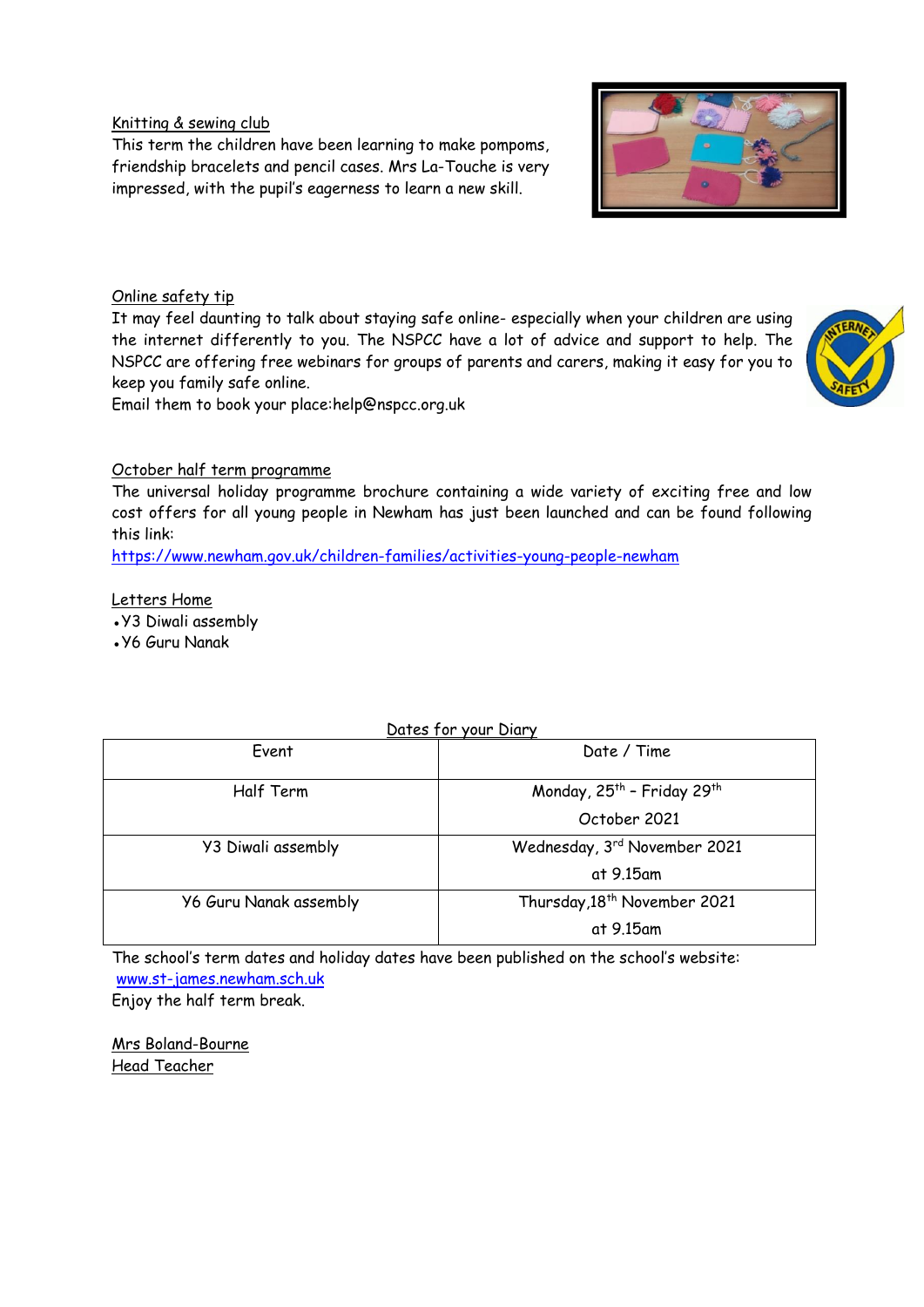Knitting & sewing club

This term the children have been learning to make pompoms, friendship bracelets and pencil cases. Mrs La-Touche is very impressed, with the pupil's eagerness to learn a new skill.

Online safety tip

It may feel daunting to talk about staying safe online- especially when your children are using the internet differently to you. The NSPCC have a lot of advice and support to help. The NSPCC are offering free webinars for groups of parents and carers, making it easy for you to keep you family safe online.

Email them to book your place:help@nspcc.org.uk

October half term programme

The universal holiday programme brochure containing a wide variety of exciting free and low cost offers for all young people in Newham has just been launched and can be found following this link:

https://www.newham.gov.uk/children-families/activities-young-people-newham

Letters Home

- Y3 Diwali assembly
- Y6 Guru Nanak

Dates for your Diary

| Event | Date / Time |
|---|---|
| Half Term | Monday, 25th – Friday 29th October 2021 |
| Y3 Diwali assembly | Wednesday, 3rd November 2021 at 9.15am |
| Y6 Guru Nanak assembly | Thursday,18th November 2021 at 9.15am |

The school's term dates and holiday dates have been published on the school's website: www.st-james.newham.sch.uk

Enjoy the half term break.

Mrs Boland-Bourne
Head Teacher